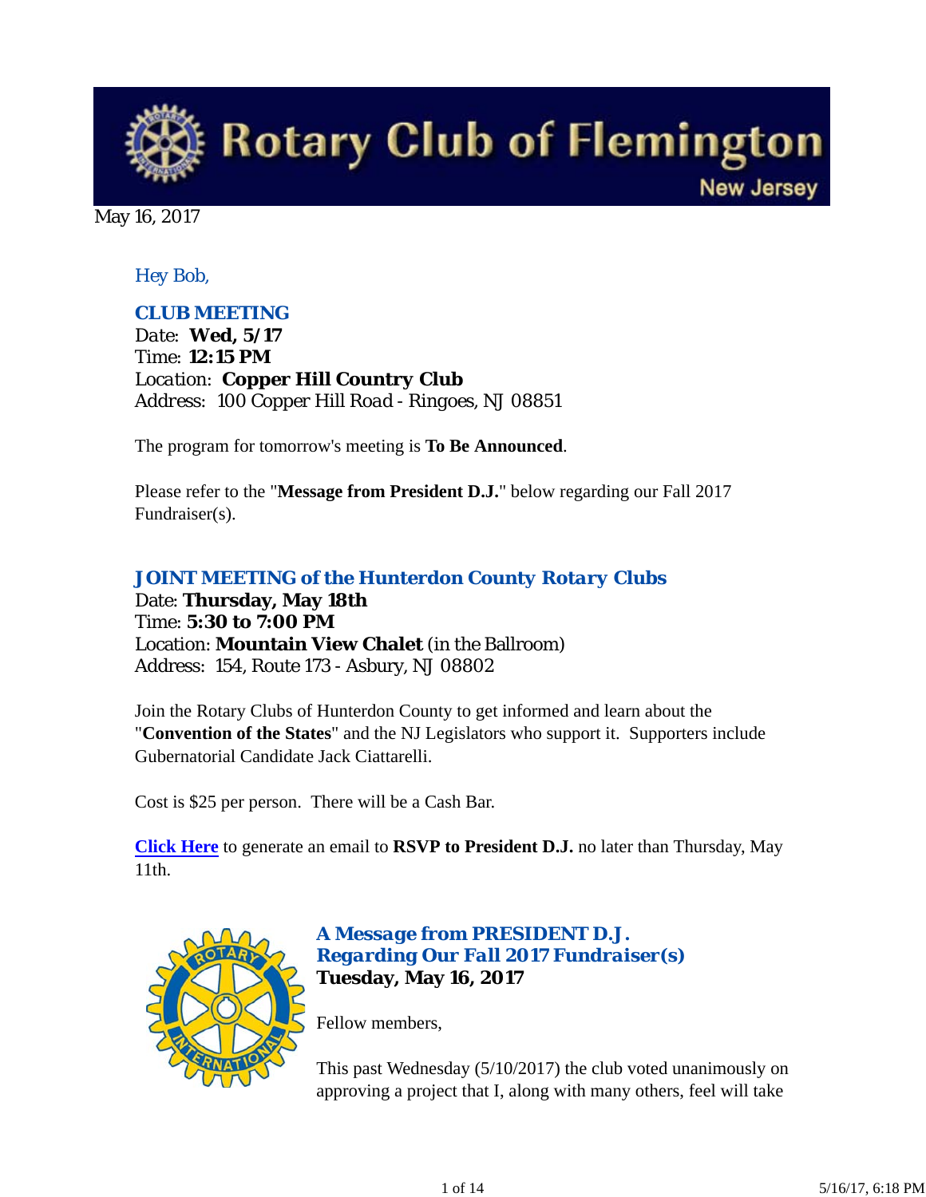# Rotary Club of Flemington New Jersey

May 16, 2017

*Hey Bob,*

## CLUB MEETING

Date: **Wed, 5/17**
Time: **12:15 PM**
Location: **Copper Hill Country Club**
Address: 100 Copper Hill Road - Ringoes, NJ 08851

The program for tomorrow's meeting is **To Be Announced**.

Please refer to the "**Message from President D.J.**" below regarding our Fall 2017 Fundraiser(s).

## *JOINT MEETING of the Hunterdon County Rotary Clubs*

Date: **Thursday, May 18th**
Time: **5:30 to 7:00 PM**
Location: **Mountain View Chalet** (in the Ballroom)
Address: 154, Route 173 - Asbury, NJ 08802

Join the Rotary Clubs of Hunterdon County to get informed and learn about the "**Convention of the States**" and the NJ Legislators who support it. Supporters include Gubernatorial Candidate Jack Ciattarelli.

Cost is $25 per person. There will be a Cash Bar.

**Click Here** to generate an email to **RSVP to President D.J.** no later than Thursday, May 11th.

## *A Message from PRESIDENT D.J. Regarding Our Fall 2017 Fundraiser(s)*

**Tuesday, May 16, 2017**

Fellow members,

This past Wednesday (5/10/2017) the club voted unanimously on approving a project that I, along with many others, feel will take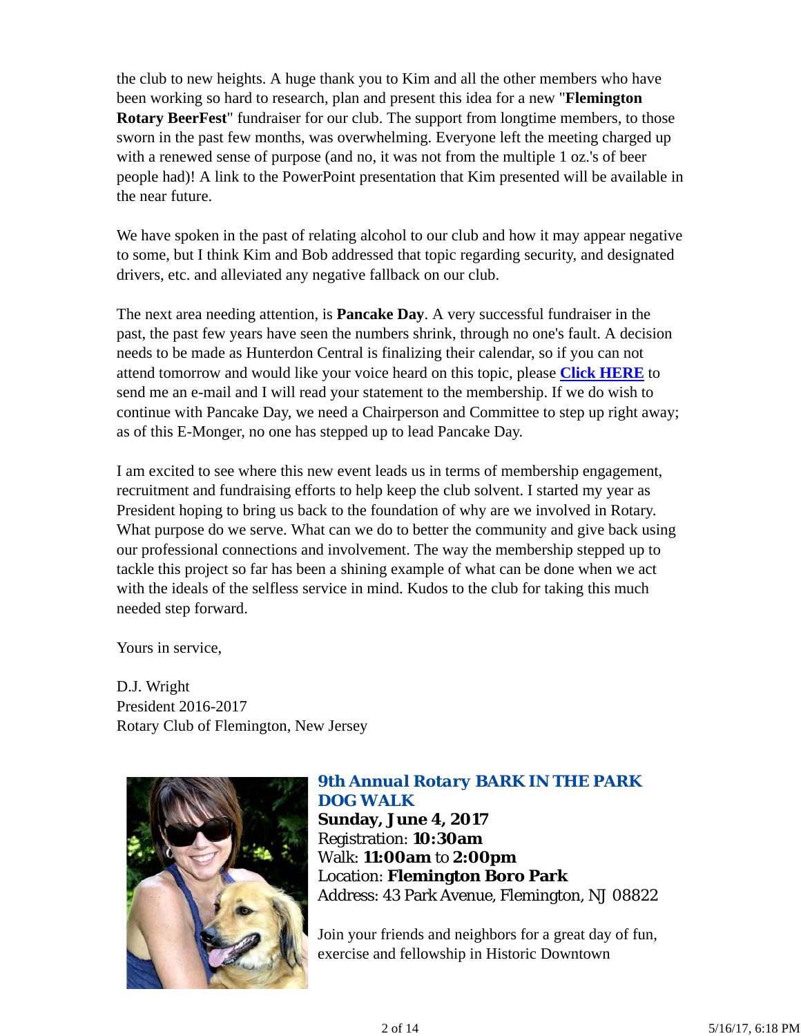the club to new heights. A huge thank you to Kim and all the other members who have been working so hard to research, plan and present this idea for a new "**Flemington Rotary BeerFest**" fundraiser for our club. The support from longtime members, to those sworn in the past few months, was overwhelming. Everyone left the meeting charged up with a renewed sense of purpose (and no, it was not from the multiple 1 oz.'s of beer people had)! A link to the PowerPoint presentation that Kim presented will be available in the near future.

We have spoken in the past of relating alcohol to our club and how it may appear negative to some, but I think Kim and Bob addressed that topic regarding security, and designated drivers, etc. and alleviated any negative fallback on our club.

The next area needing attention, is **Pancake Day**. A very successful fundraiser in the past, the past few years have seen the numbers shrink, through no one's fault. A decision needs to be made as Hunterdon Central is finalizing their calendar, so if you can not attend tomorrow and would like your voice heard on this topic, please **Click HERE** to send me an e-mail and I will read your statement to the membership. If we do wish to continue with Pancake Day, we need a Chairperson and Committee to step up right away; as of this E-Monger, no one has stepped up to lead Pancake Day.

I am excited to see where this new event leads us in terms of membership engagement, recruitment and fundraising efforts to help keep the club solvent. I started my year as President hoping to bring us back to the foundation of why are we involved in Rotary. What purpose do we serve. What can we do to better the community and give back using our professional connections and involvement. The way the membership stepped up to tackle this project so far has been a shining example of what can be done when we act with the ideals of the selfless service in mind. Kudos to the club for taking this much needed step forward.

Yours in service,

D.J. Wright
President 2016-2017
Rotary Club of Flemington, New Jersey

### *9th Annual Rotary BARK IN THE PARK DOG WALK*

**Sunday, June 4, 2017**
Registration: **10:30am**
Walk: **11:00am** to **2:00pm**
Location: **Flemington Boro Park**
Address: 43 Park Avenue, Flemington, NJ 08822

Join your friends and neighbors for a great day of fun, exercise and fellowship in Historic Downtown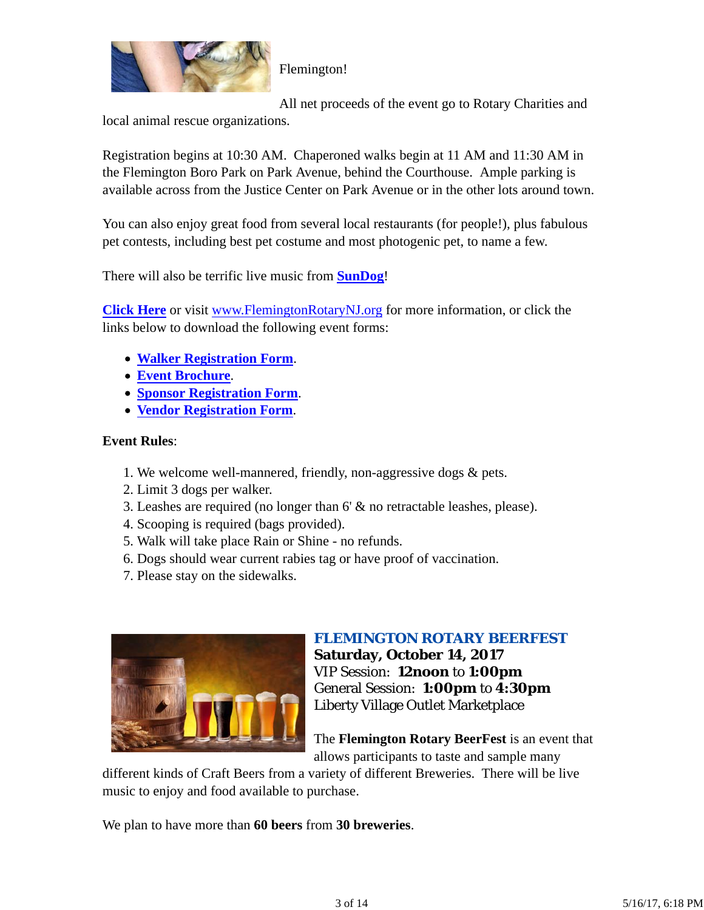Flemington!

All net proceeds of the event go to Rotary Charities and local animal rescue organizations.

Registration begins at 10:30 AM. Chaperoned walks begin at 11 AM and 11:30 AM in the Flemington Boro Park on Park Avenue, behind the Courthouse. Ample parking is available across from the Justice Center on Park Avenue or in the other lots around town.

You can also enjoy great food from several local restaurants (for people!), plus fabulous pet contests, including best pet costume and most photogenic pet, to name a few.

There will also be terrific live music from **SunDog**!

**Click Here** or visit www.FlemingtonRotaryNJ.org for more information, or click the links below to download the following event forms:

- **Walker Registration Form**.
- **Event Brochure**.
- **Sponsor Registration Form**.
- **Vendor Registration Form**.

**Event Rules**:

1. We welcome well-mannered, friendly, non-aggressive dogs & pets.
2. Limit 3 dogs per walker.
3. Leashes are required (no longer than 6' & no retractable leashes, please).
4. Scooping is required (bags provided).
5. Walk will take place Rain or Shine - no refunds.
6. Dogs should wear current rabies tag or have proof of vaccination.
7. Please stay on the sidewalks.

**FLEMINGTON ROTARY BEERFEST**
**Saturday, October 14, 2017**
VIP Session: **12noon** to **1:00pm**
General Session: **1:00pm** to **4:30pm**
Liberty Village Outlet Marketplace

The **Flemington Rotary BeerFest** is an event that allows participants to taste and sample many different kinds of Craft Beers from a variety of different Breweries. There will be live music to enjoy and food available to purchase.

We plan to have more than **60 beers** from **30 breweries**.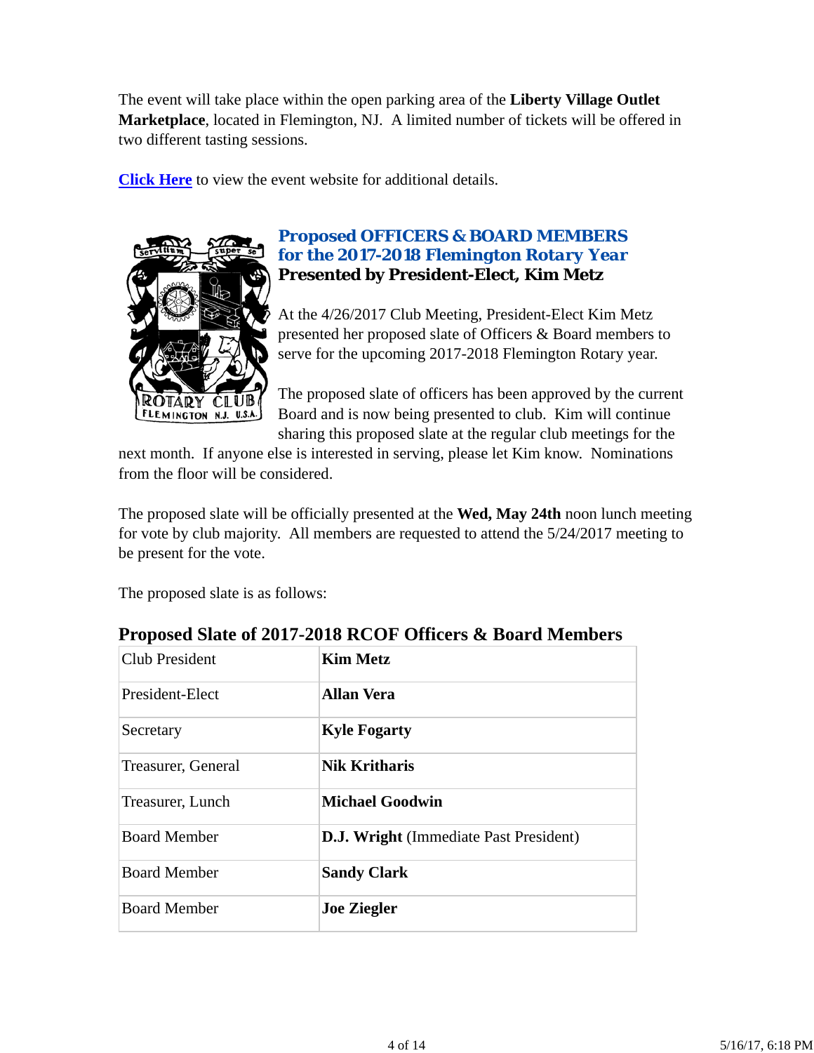The event will take place within the open parking area of the **Liberty Village Outlet Marketplace**, located in Flemington, NJ.  A limited number of tickets will be offered in two different tasting sessions.

**Click Here** to view the event website for additional details.

### Proposed OFFICERS & BOARD MEMBERS for the 2017-2018 Flemington Rotary Year

**Presented by President-Elect, Kim Metz**

At the 4/26/2017 Club Meeting, President-Elect Kim Metz presented her proposed slate of Officers & Board members to serve for the upcoming 2017-2018 Flemington Rotary year.

The proposed slate of officers has been approved by the current Board and is now being presented to club.  Kim will continue sharing this proposed slate at the regular club meetings for the next month.  If anyone else is interested in serving, please let Kim know.  Nominations from the floor will be considered.

The proposed slate will be officially presented at the **Wed, May 24th** noon lunch meeting for vote by club majority.  All members are requested to attend the 5/24/2017 meeting to be present for the vote.

The proposed slate is as follows:

**Proposed Slate of 2017-2018 RCOF Officers & Board Members**

| Position | Name |
|---|---|
| Club President | **Kim Metz** |
| President-Elect | **Allan Vera** |
| Secretary | **Kyle Fogarty** |
| Treasurer, General | **Nik Kritharis** |
| Treasurer, Lunch | **Michael Goodwin** |
| Board Member | **D.J. Wright** (Immediate Past President) |
| Board Member | **Sandy Clark** |
| Board Member | **Joe Ziegler** |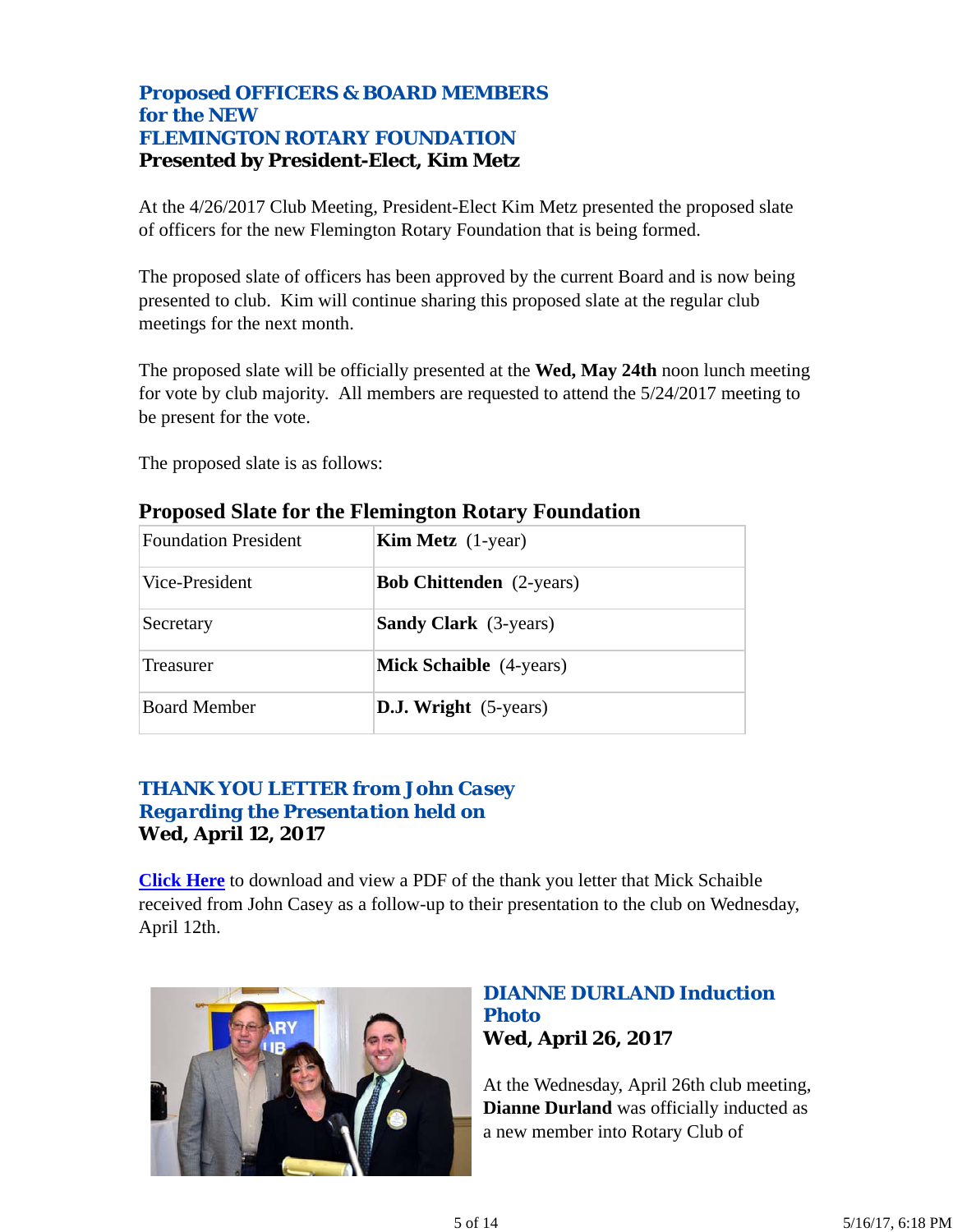## Proposed OFFICERS & BOARD MEMBERS for the NEW FLEMINGTON ROTARY FOUNDATION

**Presented by President-Elect, Kim Metz**

At the 4/26/2017 Club Meeting, President-Elect Kim Metz presented the proposed slate of officers for the new Flemington Rotary Foundation that is being formed.

The proposed slate of officers has been approved by the current Board and is now being presented to club. Kim will continue sharing this proposed slate at the regular club meetings for the next month.

The proposed slate will be officially presented at the **Wed, May 24th** noon lunch meeting for vote by club majority. All members are requested to attend the 5/24/2017 meeting to be present for the vote.

The proposed slate is as follows:

### Proposed Slate for the Flemington Rotary Foundation

| Position | Name |
|---|---|
| Foundation President | **Kim Metz** (1-year) |
| Vice-President | **Bob Chittenden** (2-years) |
| Secretary | **Sandy Clark** (3-years) |
| Treasurer | **Mick Schaible** (4-years) |
| Board Member | **D.J. Wright** (5-years) |

## THANK YOU LETTER from John Casey Regarding the Presentation held on

**Wed, April 12, 2017**

**Click Here** to download and view a PDF of the thank you letter that Mick Schaible received from John Casey as a follow-up to their presentation to the club on Wednesday, April 12th.

## DIANNE DURLAND Induction Photo

**Wed, April 26, 2017**

At the Wednesday, April 26th club meeting, **Dianne Durland** was officially inducted as a new member into Rotary Club of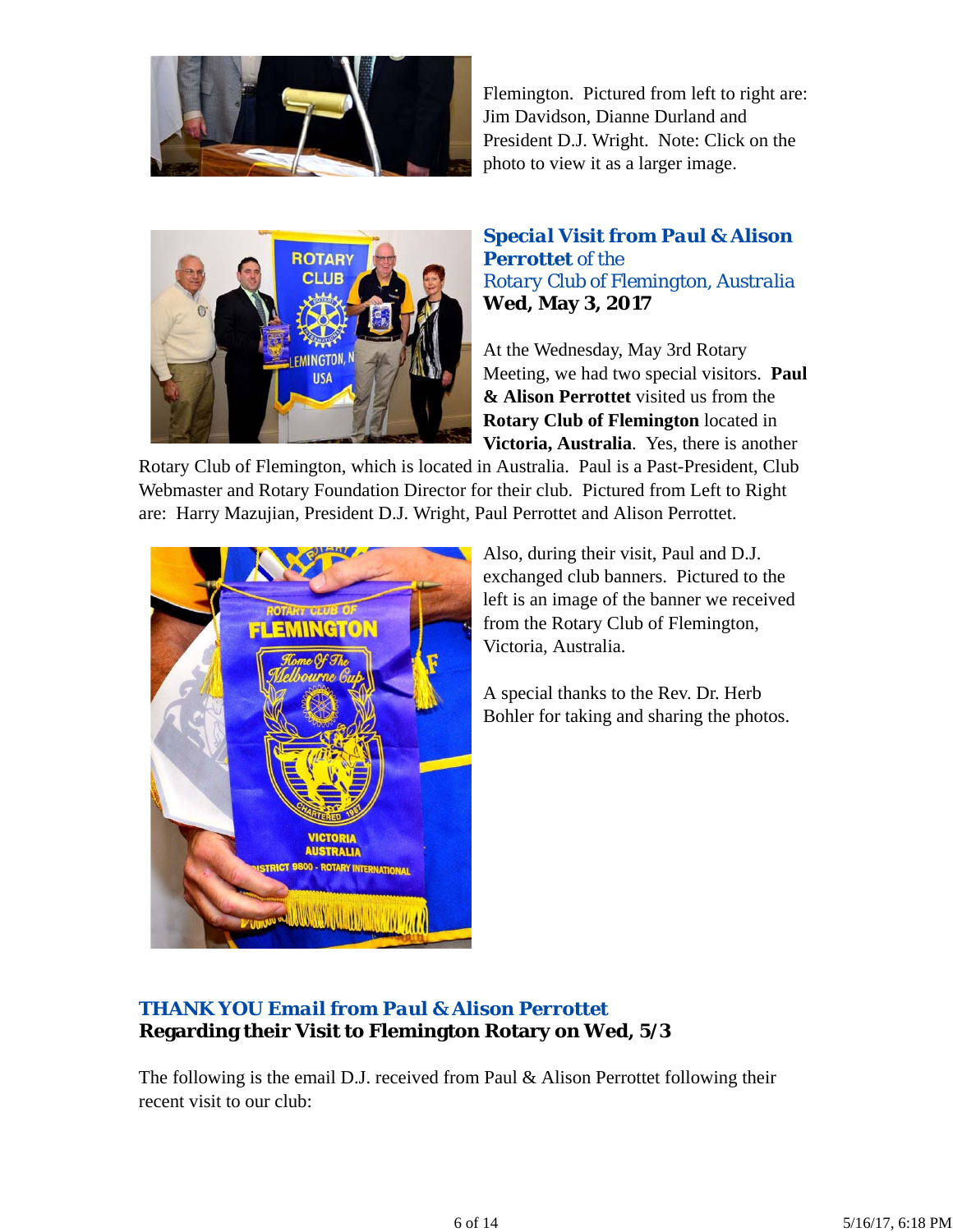Flemington. Pictured from left to right are: Jim Davidson, Dianne Durland and President D.J. Wright. Note: Click on the photo to view it as a larger image.

### *Special Visit from Paul & Alison Perrottet of the Rotary Club of Flemington, Australia*
**Wed, May 3, 2017**

At the Wednesday, May 3rd Rotary Meeting, we had two special visitors. **Paul & Alison Perrottet** visited us from the **Rotary Club of Flemington** located in **Victoria, Australia**. Yes, there is another Rotary Club of Flemington, which is located in Australia. Paul is a Past-President, Club Webmaster and Rotary Foundation Director for their club. Pictured from Left to Right are: Harry Mazujian, President D.J. Wright, Paul Perrottet and Alison Perrottet.

Also, during their visit, Paul and D.J. exchanged club banners. Pictured to the left is an image of the banner we received from the Rotary Club of Flemington, Victoria, Australia.

A special thanks to the Rev. Dr. Herb Bohler for taking and sharing the photos.

### *THANK YOU Email from Paul & Alison Perrottet*
**Regarding their Visit to Flemington Rotary on Wed, 5/3**

The following is the email D.J. received from Paul & Alison Perrottet following their recent visit to our club: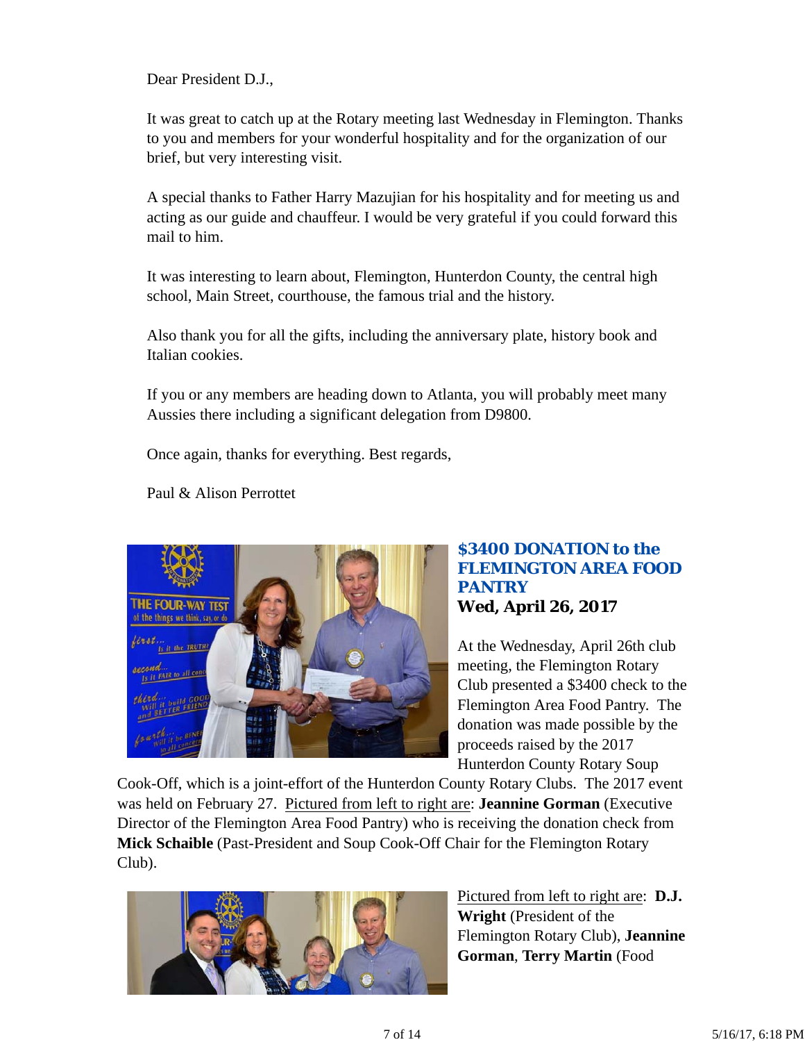Dear President D.J.,

It was great to catch up at the Rotary meeting last Wednesday in Flemington. Thanks to you and members for your wonderful hospitality and for the organization of our brief, but very interesting visit.

A special thanks to Father Harry Mazujian for his hospitality and for meeting us and acting as our guide and chauffeur. I would be very grateful if you could forward this mail to him.

It was interesting to learn about, Flemington, Hunterdon County, the central high school, Main Street, courthouse, the famous trial and the history.

Also thank you for all the gifts, including the anniversary plate, history book and Italian cookies.

If you or any members are heading down to Atlanta, you will probably meet many Aussies there including a significant delegation from D9800.

Once again, thanks for everything. Best regards,

Paul & Alison Perrottet

## $3400 DONATION to the FLEMINGTON AREA FOOD PANTRY

**Wed, April 26, 2017**

At the Wednesday, April 26th club meeting, the Flemington Rotary Club presented a $3400 check to the Flemington Area Food Pantry. The donation was made possible by the proceeds raised by the 2017 Hunterdon County Rotary Soup Cook-Off, which is a joint-effort of the Hunterdon County Rotary Clubs. The 2017 event was held on February 27. Pictured from left to right are: **Jeannine Gorman** (Executive Director of the Flemington Area Food Pantry) who is receiving the donation check from **Mick Schaible** (Past-President and Soup Cook-Off Chair for the Flemington Rotary Club).

Pictured from left to right are: **D.J. Wright** (President of the Flemington Rotary Club), **Jeannine Gorman**, **Terry Martin** (Food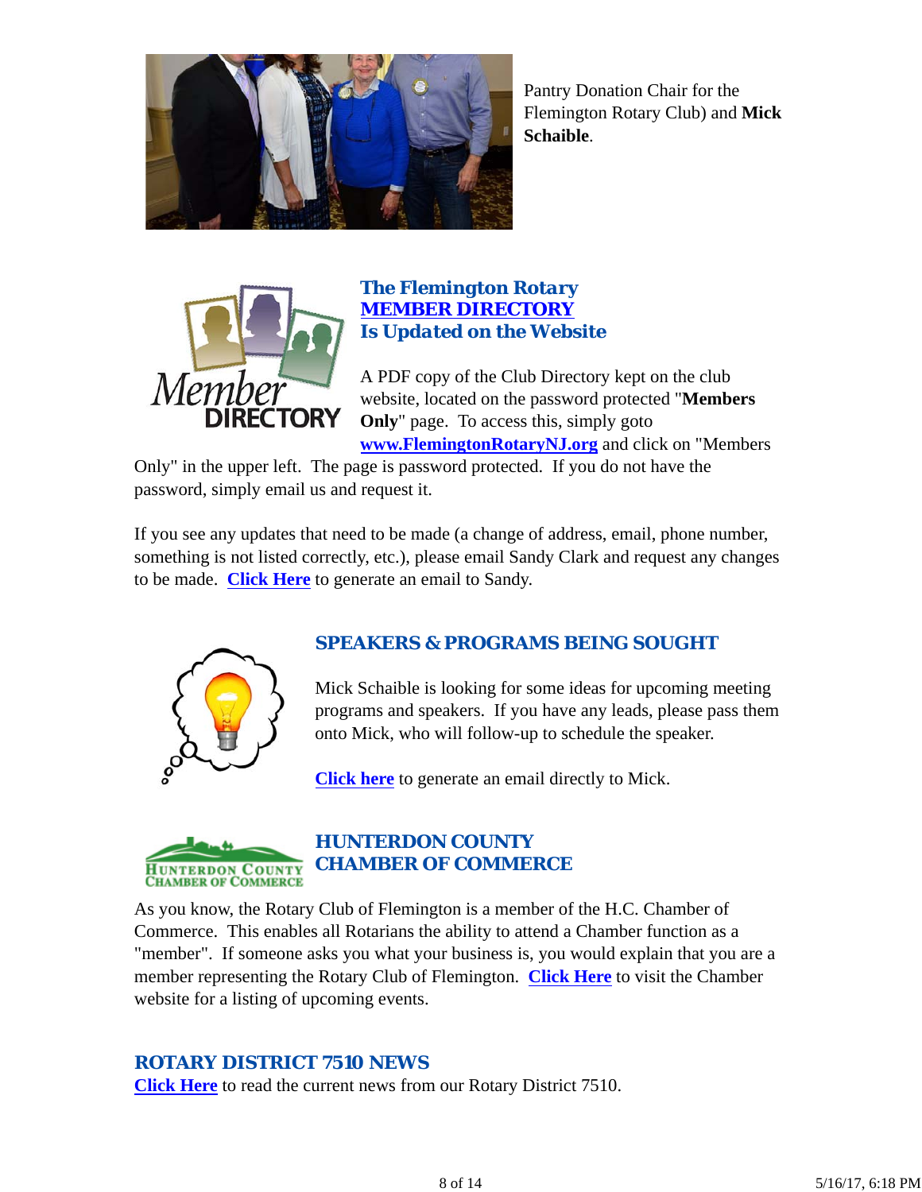Pantry Donation Chair for the Flemington Rotary Club) and **Mick Schaible**.

## The Flemington Rotary MEMBER DIRECTORY Is Updated on the Website

A PDF copy of the Club Directory kept on the club website, located on the password protected "**Members Only**" page. To access this, simply goto **www.FlemingtonRotaryNJ.org** and click on "Members Only" in the upper left. The page is password protected. If you do not have the password, simply email us and request it.

If you see any updates that need to be made (a change of address, email, phone number, something is not listed correctly, etc.), please email Sandy Clark and request any changes to be made. **Click Here** to generate an email to Sandy.

## SPEAKERS & PROGRAMS BEING SOUGHT

Mick Schaible is looking for some ideas for upcoming meeting programs and speakers. If you have any leads, please pass them onto Mick, who will follow-up to schedule the speaker.

**Click here** to generate an email directly to Mick.

## HUNTERDON COUNTY CHAMBER OF COMMERCE

As you know, the Rotary Club of Flemington is a member of the H.C. Chamber of Commerce. This enables all Rotarians the ability to attend a Chamber function as a "member". If someone asks you what your business is, you would explain that you are a member representing the Rotary Club of Flemington. **Click Here** to visit the Chamber website for a listing of upcoming events.

## ROTARY DISTRICT 7510 NEWS

**Click Here** to read the current news from our Rotary District 7510.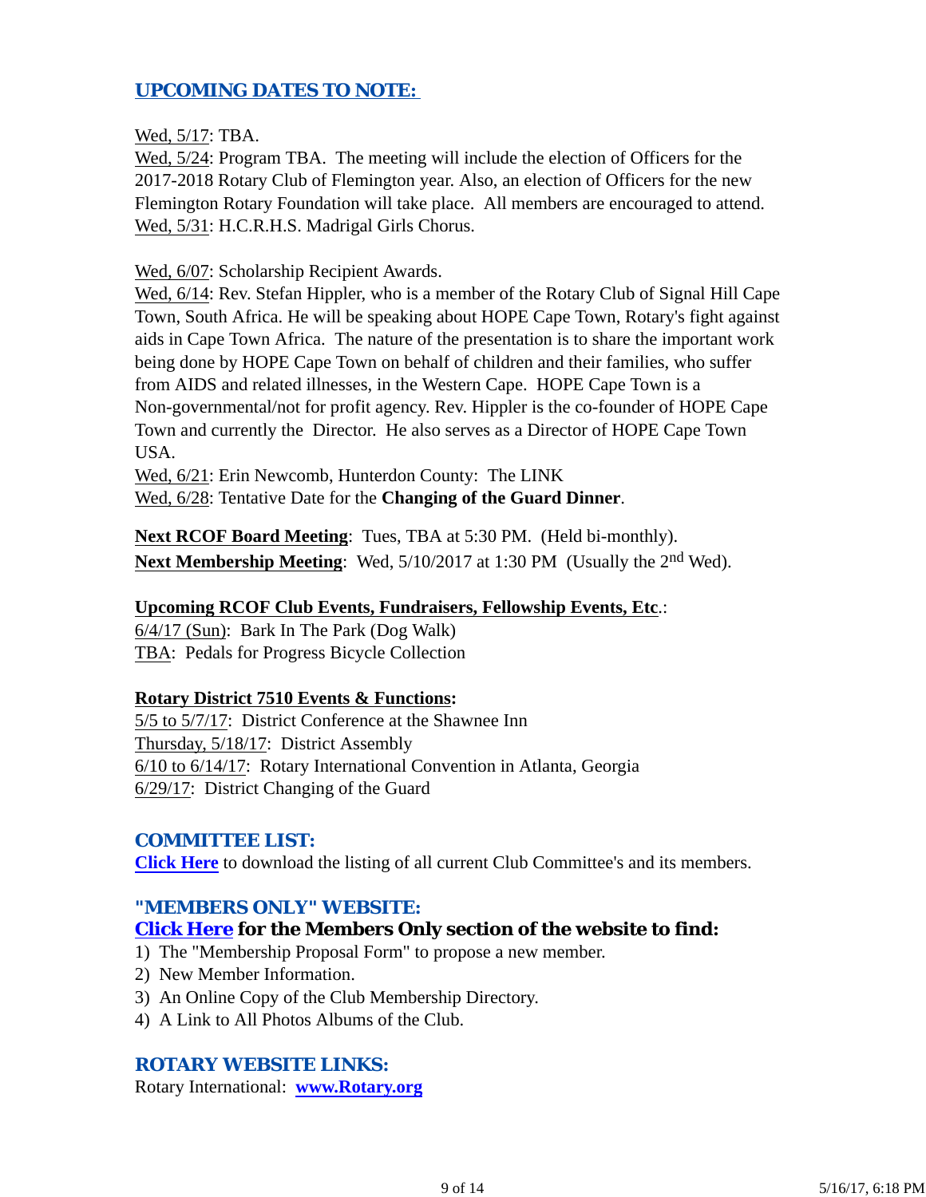## UPCOMING DATES TO NOTE:

Wed, 5/17: TBA.
Wed, 5/24: Program TBA. The meeting will include the election of Officers for the 2017-2018 Rotary Club of Flemington year. Also, an election of Officers for the new Flemington Rotary Foundation will take place. All members are encouraged to attend.
Wed, 5/31: H.C.R.H.S. Madrigal Girls Chorus.

Wed, 6/07: Scholarship Recipient Awards.
Wed, 6/14: Rev. Stefan Hippler, who is a member of the Rotary Club of Signal Hill Cape Town, South Africa. He will be speaking about HOPE Cape Town, Rotary's fight against aids in Cape Town Africa. The nature of the presentation is to share the important work being done by HOPE Cape Town on behalf of children and their families, who suffer from AIDS and related illnesses, in the Western Cape. HOPE Cape Town is a Non-governmental/not for profit agency. Rev. Hippler is the co-founder of HOPE Cape Town and currently the Director. He also serves as a Director of HOPE Cape Town USA.
Wed, 6/21: Erin Newcomb, Hunterdon County: The LINK
Wed, 6/28: Tentative Date for the **Changing of the Guard Dinner**.

**Next RCOF Board Meeting**: Tues, TBA at 5:30 PM. (Held bi-monthly).
**Next Membership Meeting**: Wed, 5/10/2017 at 1:30 PM (Usually the 2nd Wed).

**Upcoming RCOF Club Events, Fundraisers, Fellowship Events, Etc**.:
6/4/17 (Sun): Bark In The Park (Dog Walk)
TBA: Pedals for Progress Bicycle Collection

**Rotary District 7510 Events & Functions:**
5/5 to 5/7/17: District Conference at the Shawnee Inn
Thursday, 5/18/17: District Assembly
6/10 to 6/14/17: Rotary International Convention in Atlanta, Georgia
6/29/17: District Changing of the Guard

## COMMITTEE LIST:

**Click Here** to download the listing of all current Club Committee's and its members.

## "MEMBERS ONLY" WEBSITE:

### Click Here for the Members Only section of the website to find:

1) The "Membership Proposal Form" to propose a new member.
2) New Member Information.
3) An Online Copy of the Club Membership Directory.
4) A Link to All Photos Albums of the Club.

## ROTARY WEBSITE LINKS:

Rotary International: **www.Rotary.org**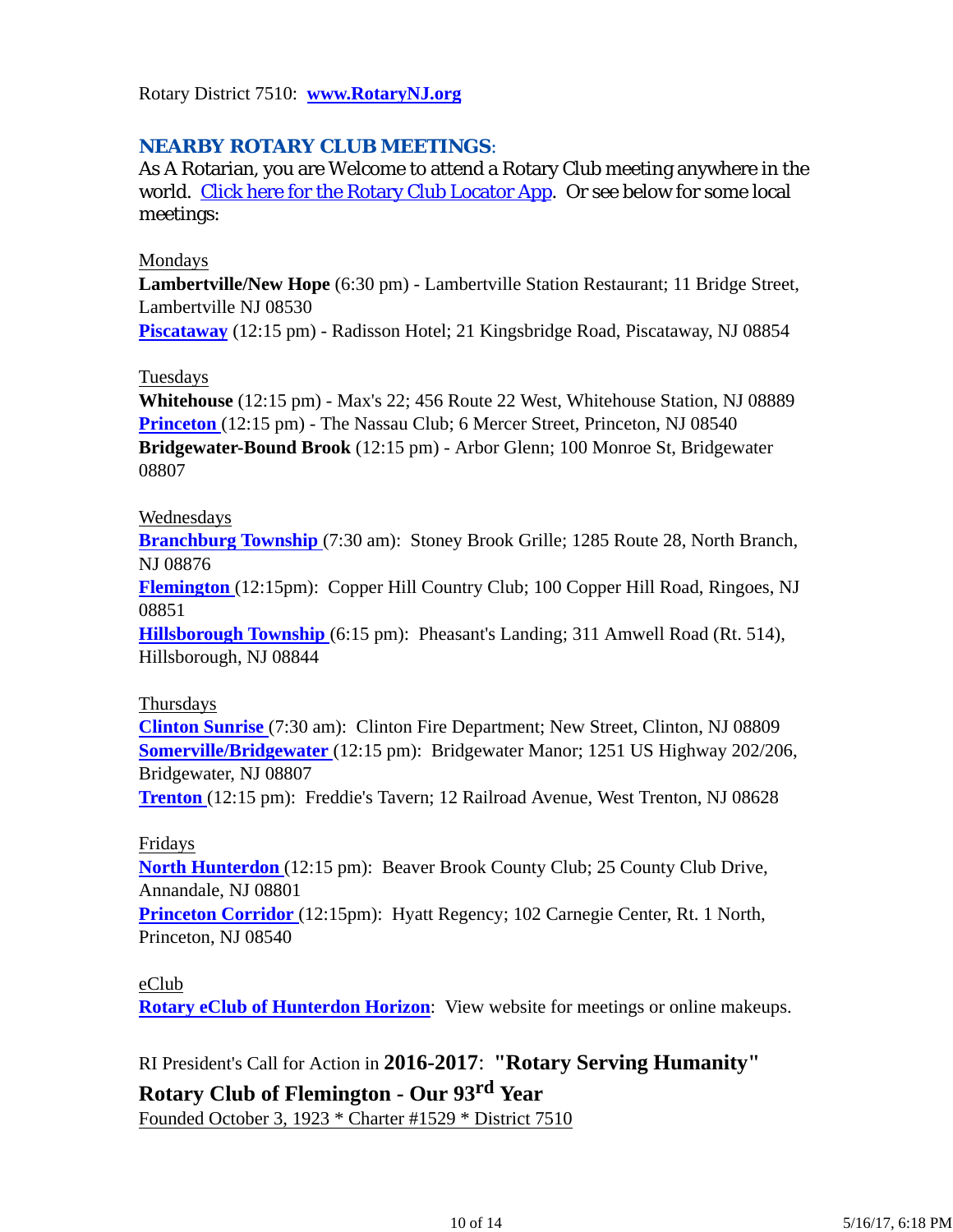Rotary District 7510: **www.RotaryNJ.org**

## NEARBY ROTARY CLUB MEETINGS:

As A Rotarian, you are Welcome to attend a Rotary Club meeting anywhere in the world. Click here for the Rotary Club Locator App. Or see below for some local meetings:

Mondays

**Lambertville/New Hope** (6:30 pm) - Lambertville Station Restaurant; 11 Bridge Street, Lambertville NJ 08530

**Piscataway** (12:15 pm) - Radisson Hotel; 21 Kingsbridge Road, Piscataway, NJ 08854

Tuesdays

**Whitehouse** (12:15 pm) - Max's 22; 456 Route 22 West, Whitehouse Station, NJ 08889

**Princeton** (12:15 pm) - The Nassau Club; 6 Mercer Street, Princeton, NJ 08540

**Bridgewater-Bound Brook** (12:15 pm) - Arbor Glenn; 100 Monroe St, Bridgewater 08807

Wednesdays

**Branchburg Township** (7:30 am): Stoney Brook Grille; 1285 Route 28, North Branch, NJ 08876

**Flemington** (12:15pm): Copper Hill Country Club; 100 Copper Hill Road, Ringoes, NJ 08851

**Hillsborough Township** (6:15 pm): Pheasant's Landing; 311 Amwell Road (Rt. 514), Hillsborough, NJ 08844

Thursdays

**Clinton Sunrise** (7:30 am): Clinton Fire Department; New Street, Clinton, NJ 08809

**Somerville/Bridgewater** (12:15 pm): Bridgewater Manor; 1251 US Highway 202/206, Bridgewater, NJ 08807

**Trenton** (12:15 pm): Freddie's Tavern; 12 Railroad Avenue, West Trenton, NJ 08628

Fridays

**North Hunterdon** (12:15 pm): Beaver Brook County Club; 25 County Club Drive, Annandale, NJ 08801

**Princeton Corridor** (12:15pm): Hyatt Regency; 102 Carnegie Center, Rt. 1 North, Princeton, NJ 08540

eClub

**Rotary eClub of Hunterdon Horizon**: View website for meetings or online makeups.

RI President's Call for Action in **2016-2017**: **"Rotary Serving Humanity"**

**Rotary Club of Flemington - Our 93rd Year**

Founded October 3, 1923 * Charter #1529 * District 7510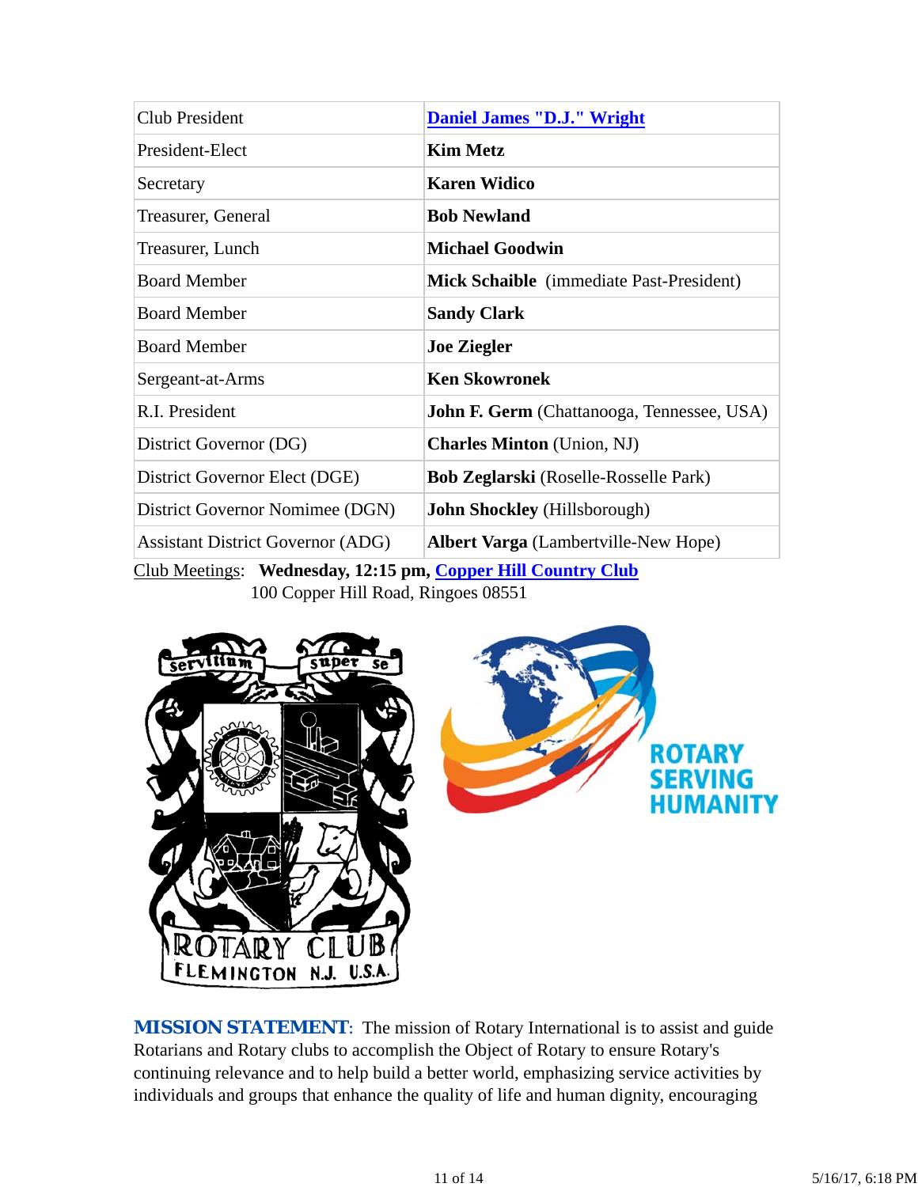| Club President | **Daniel James "D.J." Wright** |
|---|---|
| President-Elect | **Kim Metz** |
| Secretary | **Karen Widico** |
| Treasurer, General | **Bob Newland** |
| Treasurer, Lunch | **Michael Goodwin** |
| Board Member | **Mick Schaible** (immediate Past-President) |
| Board Member | **Sandy Clark** |
| Board Member | **Joe Ziegler** |
| Sergeant-at-Arms | **Ken Skowronek** |
| R.I. President | **John F. Germ** (Chattanooga, Tennessee, USA) |
| District Governor (DG) | **Charles Minton** (Union, NJ) |
| District Governor Elect (DGE) | **Bob Zeglarski** (Roselle-Rosselle Park) |
| District Governor Nominee (DGN) | **John Shockley** (Hillsborough) |
| Assistant District Governor (ADG) | **Albert Varga** (Lambertville-New Hope) |

Club Meetings: **Wednesday, 12:15 pm, Copper Hill Country Club**
100 Copper Hill Road, Ringoes 08551

**MISSION STATEMENT**: The mission of Rotary International is to assist and guide Rotarians and Rotary clubs to accomplish the Object of Rotary to ensure Rotary's continuing relevance and to help build a better world, emphasizing service activities by individuals and groups that enhance the quality of life and human dignity, encouraging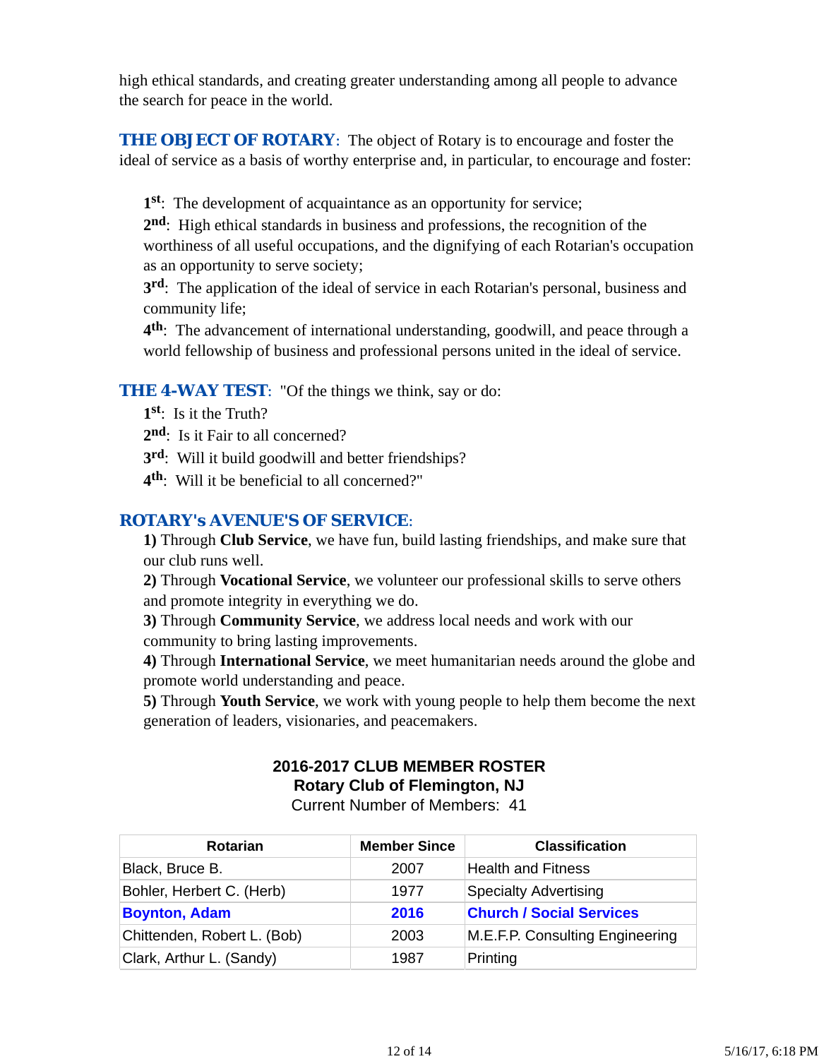high ethical standards, and creating greater understanding among all people to advance the search for peace in the world.

**THE OBJECT OF ROTARY**: The object of Rotary is to encourage and foster the ideal of service as a basis of worthy enterprise and, in particular, to encourage and foster:

> **1st**: The development of acquaintance as an opportunity for service;
> **2nd**: High ethical standards in business and professions, the recognition of the worthiness of all useful occupations, and the dignifying of each Rotarian's occupation as an opportunity to serve society;
> **3rd**: The application of the ideal of service in each Rotarian's personal, business and community life;
> **4th**: The advancement of international understanding, goodwill, and peace through a world fellowship of business and professional persons united in the ideal of service.

**THE 4-WAY TEST**: "Of the things we think, say or do:

> **1st**: Is it the Truth?
> **2nd**: Is it Fair to all concerned?
> **3rd**: Will it build goodwill and better friendships?
> **4th**: Will it be beneficial to all concerned?"

***ROTARY's AVENUE'S OF SERVICE***:

> **1)** Through **Club Service**, we have fun, build lasting friendships, and make sure that our club runs well.
> **2)** Through **Vocational Service**, we volunteer our professional skills to serve others and promote integrity in everything we do.
> **3)** Through **Community Service**, we address local needs and work with our community to bring lasting improvements.
> **4)** Through **International Service**, we meet humanitarian needs around the globe and promote world understanding and peace.
> **5)** Through **Youth Service**, we work with young people to help them become the next generation of leaders, visionaries, and peacemakers.

**2016-2017 CLUB MEMBER ROSTER**
**Rotary Club of Flemington, NJ**
Current Number of Members: 41

| Rotarian | Member Since | Classification |
|---|---|---|
| Black, Bruce B. | 2007 | Health and Fitness |
| Bohler, Herbert C. (Herb) | 1977 | Specialty Advertising |
| **Boynton, Adam** | **2016** | **Church / Social Services** |
| Chittenden, Robert L. (Bob) | 2003 | M.E.F.P. Consulting Engineering |
| Clark, Arthur L. (Sandy) | 1987 | Printing |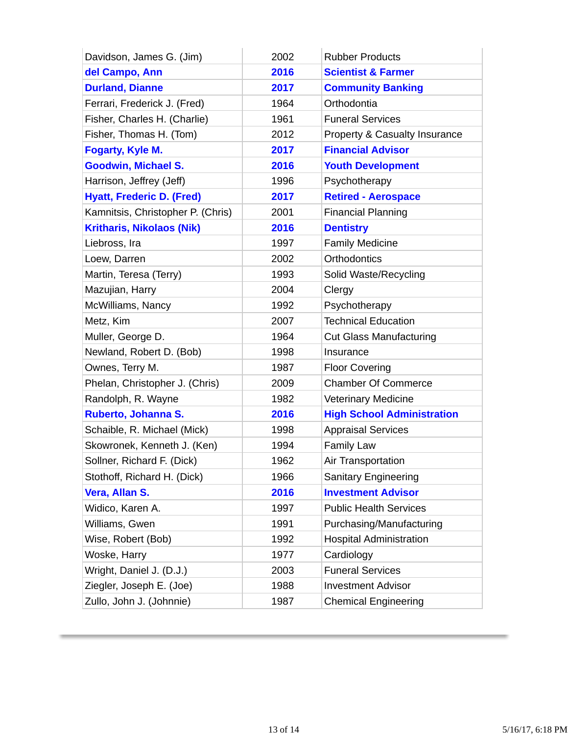| | | |
|---|---|---|
| Davidson, James G. (Jim) | 2002 | Rubber Products |
| **del Campo, Ann** | **2016** | **Scientist & Farmer** |
| **Durland, Dianne** | **2017** | **Community Banking** |
| Ferrari, Frederick J. (Fred) | 1964 | Orthodontia |
| Fisher, Charles H. (Charlie) | 1961 | Funeral Services |
| Fisher, Thomas H. (Tom) | 2012 | Property & Casualty Insurance |
| **Fogarty, Kyle M.** | **2017** | **Financial Advisor** |
| **Goodwin, Michael S.** | **2016** | **Youth Development** |
| Harrison, Jeffrey (Jeff) | 1996 | Psychotherapy |
| **Hyatt, Frederic D. (Fred)** | **2017** | **Retired - Aerospace** |
| Kamnitsis, Christopher P. (Chris) | 2001 | Financial Planning |
| **Kritharis, Nikolaos (Nik)** | **2016** | **Dentistry** |
| Liebross, Ira | 1997 | Family Medicine |
| Loew, Darren | 2002 | Orthodontics |
| Martin, Teresa (Terry) | 1993 | Solid Waste/Recycling |
| Mazujian, Harry | 2004 | Clergy |
| McWilliams, Nancy | 1992 | Psychotherapy |
| Metz, Kim | 2007 | Technical Education |
| Muller, George D. | 1964 | Cut Glass Manufacturing |
| Newland, Robert D. (Bob) | 1998 | Insurance |
| Ownes, Terry M. | 1987 | Floor Covering |
| Phelan, Christopher J. (Chris) | 2009 | Chamber Of Commerce |
| Randolph, R. Wayne | 1982 | Veterinary Medicine |
| **Ruberto, Johanna S.** | **2016** | **High School Administration** |
| Schaible, R. Michael (Mick) | 1998 | Appraisal Services |
| Skowronek, Kenneth J. (Ken) | 1994 | Family Law |
| Sollner, Richard F. (Dick) | 1962 | Air Transportation |
| Stothoff, Richard H. (Dick) | 1966 | Sanitary Engineering |
| **Vera, Allan S.** | **2016** | **Investment Advisor** |
| Widico, Karen A. | 1997 | Public Health Services |
| Williams, Gwen | 1991 | Purchasing/Manufacturing |
| Wise, Robert (Bob) | 1992 | Hospital Administration |
| Woske, Harry | 1977 | Cardiology |
| Wright, Daniel J. (D.J.) | 2003 | Funeral Services |
| Ziegler, Joseph E. (Joe) | 1988 | Investment Advisor |
| Zullo, John J. (Johnnie) | 1987 | Chemical Engineering |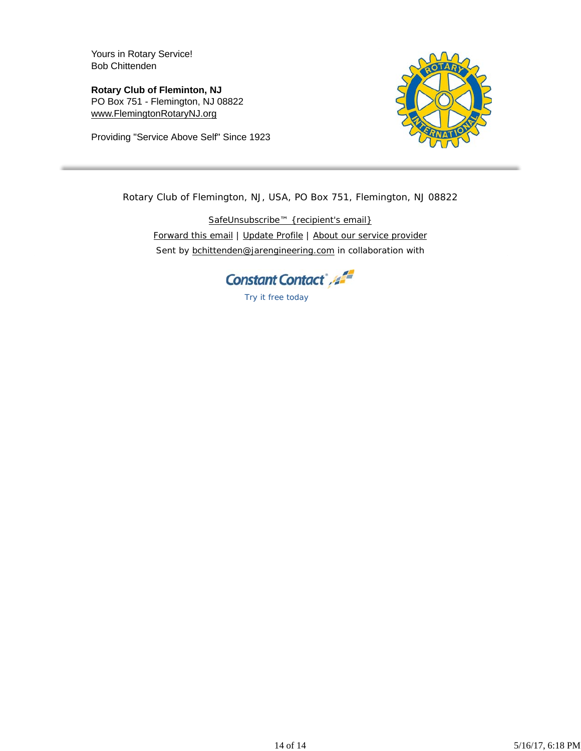Yours in Rotary Service!
Bob Chittenden

**Rotary Club of Fleminton, NJ**
PO Box 751 - Flemington, NJ 08822
www.FlemingtonRotaryNJ.org

Providing "Service Above Self" Since 1923

---

Rotary Club of Flemington, NJ, USA, PO Box 751, Flemington, NJ 08822

SafeUnsubscribe™ {recipient's email}

Forward this email | Update Profile | About our service provider

Sent by bchittenden@jarengineering.com in collaboration with

Constant Contact

Try it free today